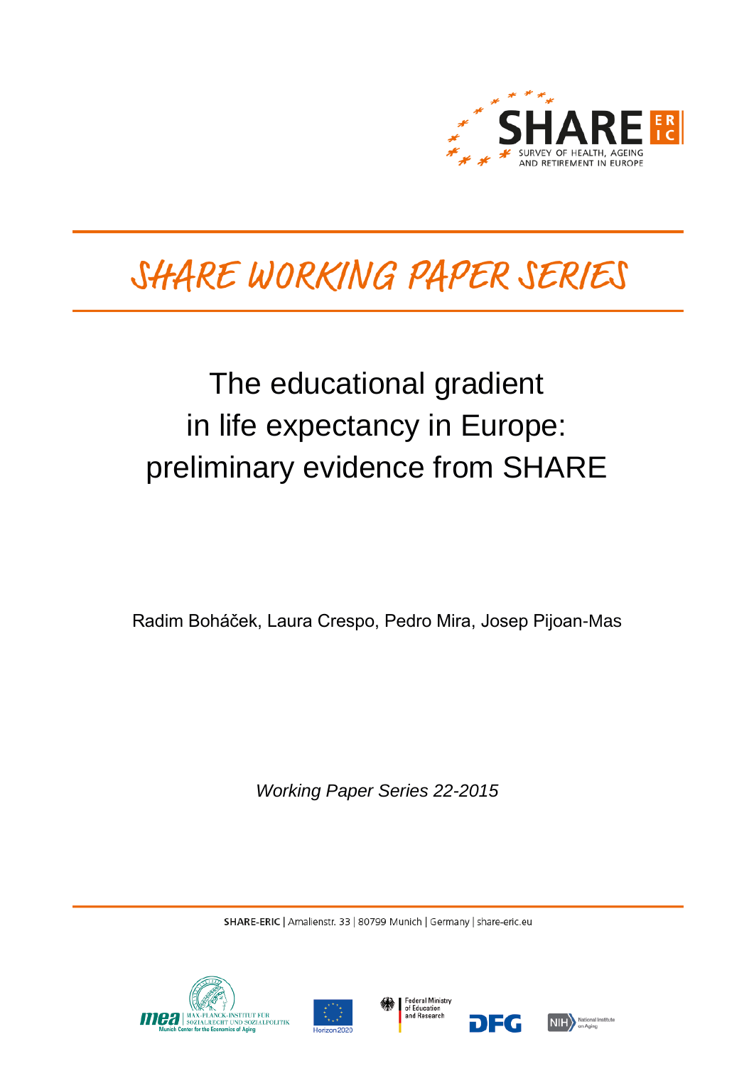SHARE SURVEY OF HEALTH, AGEING AND RETIREMENT IN EUROPE

# SHARE WORKING PAPER SERIES

## The educational gradient in life expectancy in Europe: preliminary evidence from SHARE

Radim Boháček, Laura Crespo, Pedro Mira, Josep Pijoan-Mas

*Working Paper Series 22-2015*

**SHARE-ERIC** | Amalienstr. 33 | 80799 Munich | Germany | share-eric.eu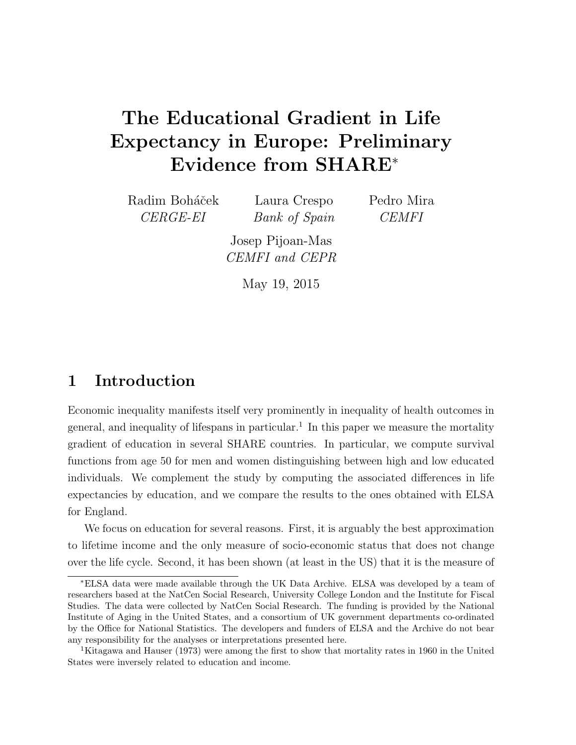# The Educational Gradient in Life Expectancy in Europe: Preliminary Evidence from SHARE*

Radim Boháček
*CERGE-EI*

Laura Crespo
*Bank of Spain*

Pedro Mira
*CEMFI*

Josep Pijoan-Mas
*CEMFI and CEPR*

May 19, 2015

## 1 Introduction

Economic inequality manifests itself very prominently in inequality of health outcomes in general, and inequality of lifespans in particular.[1] In this paper we measure the mortality gradient of education in several SHARE countries. In particular, we compute survival functions from age 50 for men and women distinguishing between high and low educated individuals. We complement the study by computing the associated differences in life expectancies by education, and we compare the results to the ones obtained with ELSA for England.

We focus on education for several reasons. First, it is arguably the best approximation to lifetime income and the only measure of socio-economic status that does not change over the life cycle. Second, it has been shown (at least in the US) that it is the measure of

---

*ELSA data were made available through the UK Data Archive. ELSA was developed by a team of researchers based at the NatCen Social Research, University College London and the Institute for Fiscal Studies. The data were collected by NatCen Social Research. The funding is provided by the National Institute of Aging in the United States, and a consortium of UK government departments co-ordinated by the Office for National Statistics. The developers and funders of ELSA and the Archive do not bear any responsibility for the analyses or interpretations presented here.

[1] Kitagawa and Hauser (1973) were among the first to show that mortality rates in 1960 in the United States were inversely related to education and income.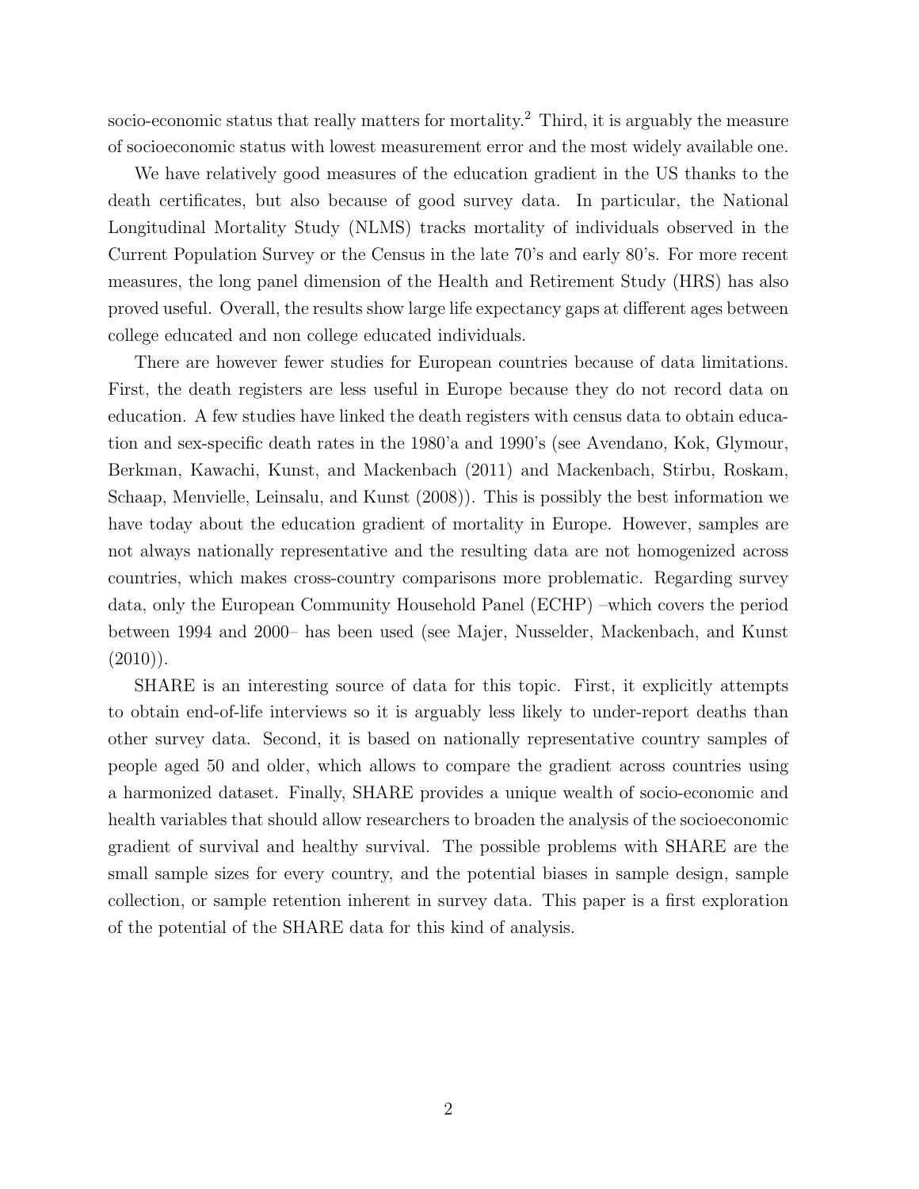socio-economic status that really matters for mortality.[2] Third, it is arguably the measure of socioeconomic status with lowest measurement error and the most widely available one.

We have relatively good measures of the education gradient in the US thanks to the death certificates, but also because of good survey data. In particular, the National Longitudinal Mortality Study (NLMS) tracks mortality of individuals observed in the Current Population Survey or the Census in the late 70's and early 80's. For more recent measures, the long panel dimension of the Health and Retirement Study (HRS) has also proved useful. Overall, the results show large life expectancy gaps at different ages between college educated and non college educated individuals.

There are however fewer studies for European countries because of data limitations. First, the death registers are less useful in Europe because they do not record data on education. A few studies have linked the death registers with census data to obtain education and sex-specific death rates in the 1980'a and 1990's (see Avendano, Kok, Glymour, Berkman, Kawachi, Kunst, and Mackenbach (2011) and Mackenbach, Stirbu, Roskam, Schaap, Menvielle, Leinsalu, and Kunst (2008)). This is possibly the best information we have today about the education gradient of mortality in Europe. However, samples are not always nationally representative and the resulting data are not homogenized across countries, which makes cross-country comparisons more problematic. Regarding survey data, only the European Community Household Panel (ECHP) –which covers the period between 1994 and 2000– has been used (see Majer, Nusselder, Mackenbach, and Kunst (2010)).

SHARE is an interesting source of data for this topic. First, it explicitly attempts to obtain end-of-life interviews so it is arguably less likely to under-report deaths than other survey data. Second, it is based on nationally representative country samples of people aged 50 and older, which allows to compare the gradient across countries using a harmonized dataset. Finally, SHARE provides a unique wealth of socio-economic and health variables that should allow researchers to broaden the analysis of the socioeconomic gradient of survival and healthy survival. The possible problems with SHARE are the small sample sizes for every country, and the potential biases in sample design, sample collection, or sample retention inherent in survey data. This paper is a first exploration of the potential of the SHARE data for this kind of analysis.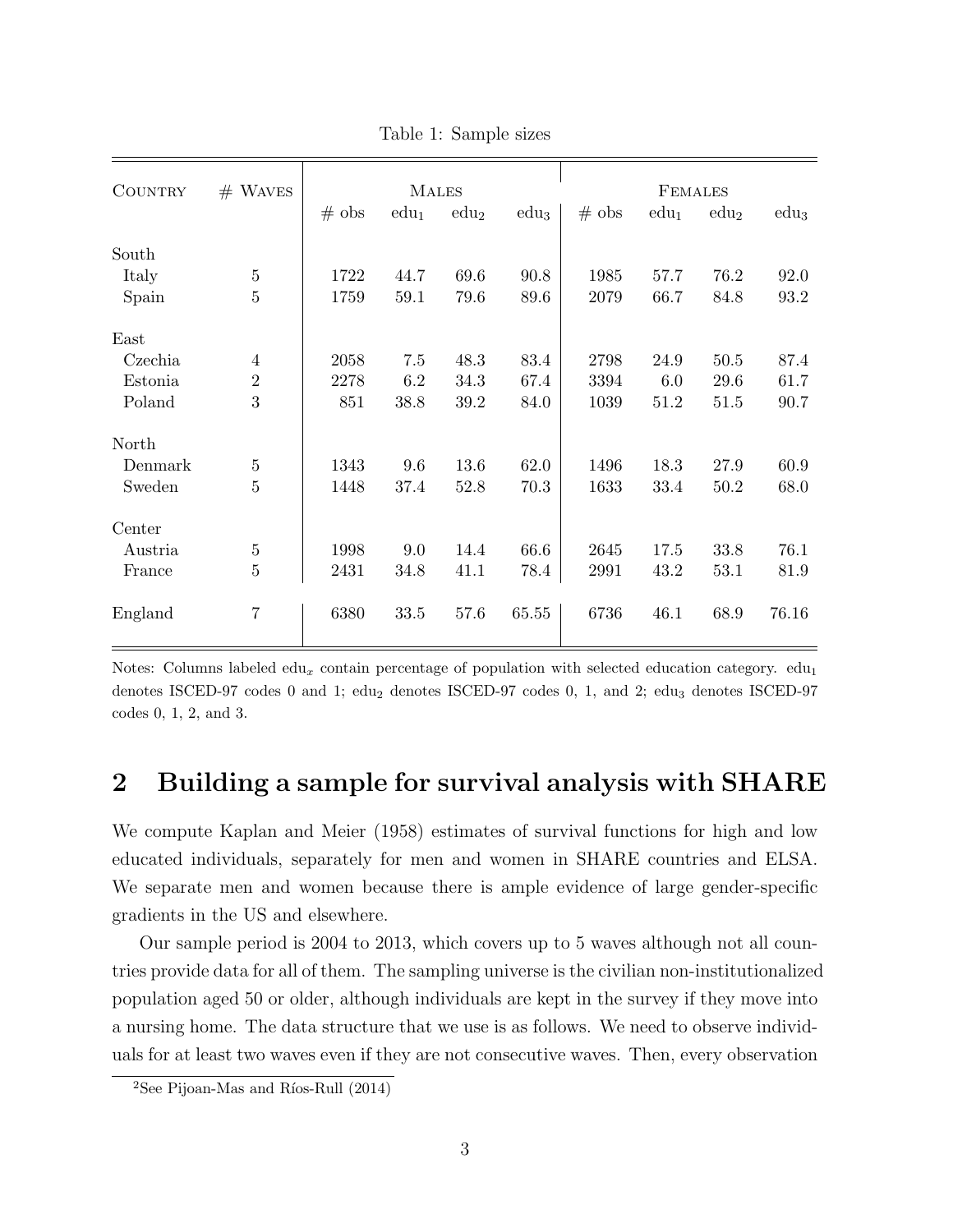Table 1: Sample sizes

| Country | # Waves | Males | | | | Females | | | |
|---|---|---|---|---|---|---|---|---|---|
| | | # obs | $edu_1$ | $edu_2$ | $edu_3$ | # obs | $edu_1$ | $edu_2$ | $edu_3$ |
| South | | | | | | | | | |
| Italy | 5 | 1722 | 44.7 | 69.6 | 90.8 | 1985 | 57.7 | 76.2 | 92.0 |
| Spain | 5 | 1759 | 59.1 | 79.6 | 89.6 | 2079 | 66.7 | 84.8 | 93.2 |
| East | | | | | | | | | |
| Czechia | 4 | 2058 | 7.5 | 48.3 | 83.4 | 2798 | 24.9 | 50.5 | 87.4 |
| Estonia | 2 | 2278 | 6.2 | 34.3 | 67.4 | 3394 | 6.0 | 29.6 | 61.7 |
| Poland | 3 | 851 | 38.8 | 39.2 | 84.0 | 1039 | 51.2 | 51.5 | 90.7 |
| North | | | | | | | | | |
| Denmark | 5 | 1343 | 9.6 | 13.6 | 62.0 | 1496 | 18.3 | 27.9 | 60.9 |
| Sweden | 5 | 1448 | 37.4 | 52.8 | 70.3 | 1633 | 33.4 | 50.2 | 68.0 |
| Center | | | | | | | | | |
| Austria | 5 | 1998 | 9.0 | 14.4 | 66.6 | 2645 | 17.5 | 33.8 | 76.1 |
| France | 5 | 2431 | 34.8 | 41.1 | 78.4 | 2991 | 43.2 | 53.1 | 81.9 |
| England | 7 | 6380 | 33.5 | 57.6 | 65.55 | 6736 | 46.1 | 68.9 | 76.16 |

Notes: Columns labeled $edu_x$ contain percentage of population with selected education category. $edu_1$ denotes ISCED-97 codes 0 and 1; $edu_2$ denotes ISCED-97 codes 0, 1, and 2; $edu_3$ denotes ISCED-97 codes 0, 1, 2, and 3.

## 2 Building a sample for survival analysis with SHARE

We compute Kaplan and Meier (1958) estimates of survival functions for high and low educated individuals, separately for men and women in SHARE countries and ELSA. We separate men and women because there is ample evidence of large gender-specific gradients in the US and elsewhere.

Our sample period is 2004 to 2013, which covers up to 5 waves although not all countries provide data for all of them. The sampling universe is the civilian non-institutionalized population aged 50 or older, although individuals are kept in the survey if they move into a nursing home. The data structure that we use is as follows. We need to observe individuals for at least two waves even if they are not consecutive waves. Then, every observation

[2] See Pijoan-Mas and Ríos-Rull (2014)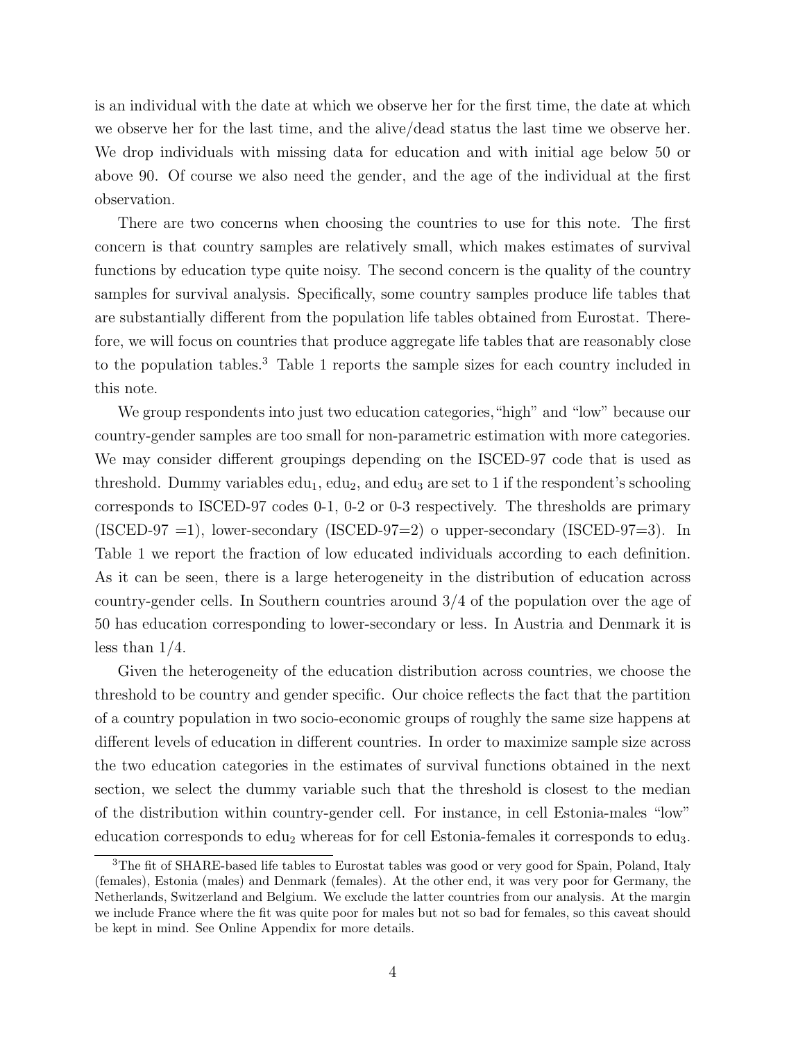is an individual with the date at which we observe her for the first time, the date at which we observe her for the last time, and the alive/dead status the last time we observe her. We drop individuals with missing data for education and with initial age below 50 or above 90. Of course we also need the gender, and the age of the individual at the first observation.

There are two concerns when choosing the countries to use for this note. The first concern is that country samples are relatively small, which makes estimates of survival functions by education type quite noisy. The second concern is the quality of the country samples for survival analysis. Specifically, some country samples produce life tables that are substantially different from the population life tables obtained from Eurostat. Therefore, we will focus on countries that produce aggregate life tables that are reasonably close to the population tables.[3] Table 1 reports the sample sizes for each country included in this note.

We group respondents into just two education categories,"high" and "low" because our country-gender samples are too small for non-parametric estimation with more categories. We may consider different groupings depending on the ISCED-97 code that is used as threshold. Dummy variables $\text{edu}_1$, $\text{edu}_2$, and $\text{edu}_3$ are set to 1 if the respondent's schooling corresponds to ISCED-97 codes 0-1, 0-2 or 0-3 respectively. The thresholds are primary (ISCED-97 =1), lower-secondary (ISCED-97=2) o upper-secondary (ISCED-97=3). In Table 1 we report the fraction of low educated individuals according to each definition. As it can be seen, there is a large heterogeneity in the distribution of education across country-gender cells. In Southern countries around 3/4 of the population over the age of 50 has education corresponding to lower-secondary or less. In Austria and Denmark it is less than 1/4.

Given the heterogeneity of the education distribution across countries, we choose the threshold to be country and gender specific. Our choice reflects the fact that the partition of a country population in two socio-economic groups of roughly the same size happens at different levels of education in different countries. In order to maximize sample size across the two education categories in the estimates of survival functions obtained in the next section, we select the dummy variable such that the threshold is closest to the median of the distribution within country-gender cell. For instance, in cell Estonia-males "low" education corresponds to $\text{edu}_2$ whereas for for cell Estonia-females it corresponds to $\text{edu}_3$.

[3] The fit of SHARE-based life tables to Eurostat tables was good or very good for Spain, Poland, Italy (females), Estonia (males) and Denmark (females). At the other end, it was very poor for Germany, the Netherlands, Switzerland and Belgium. We exclude the latter countries from our analysis. At the margin we include France where the fit was quite poor for males but not so bad for females, so this caveat should be kept in mind. See Online Appendix for more details.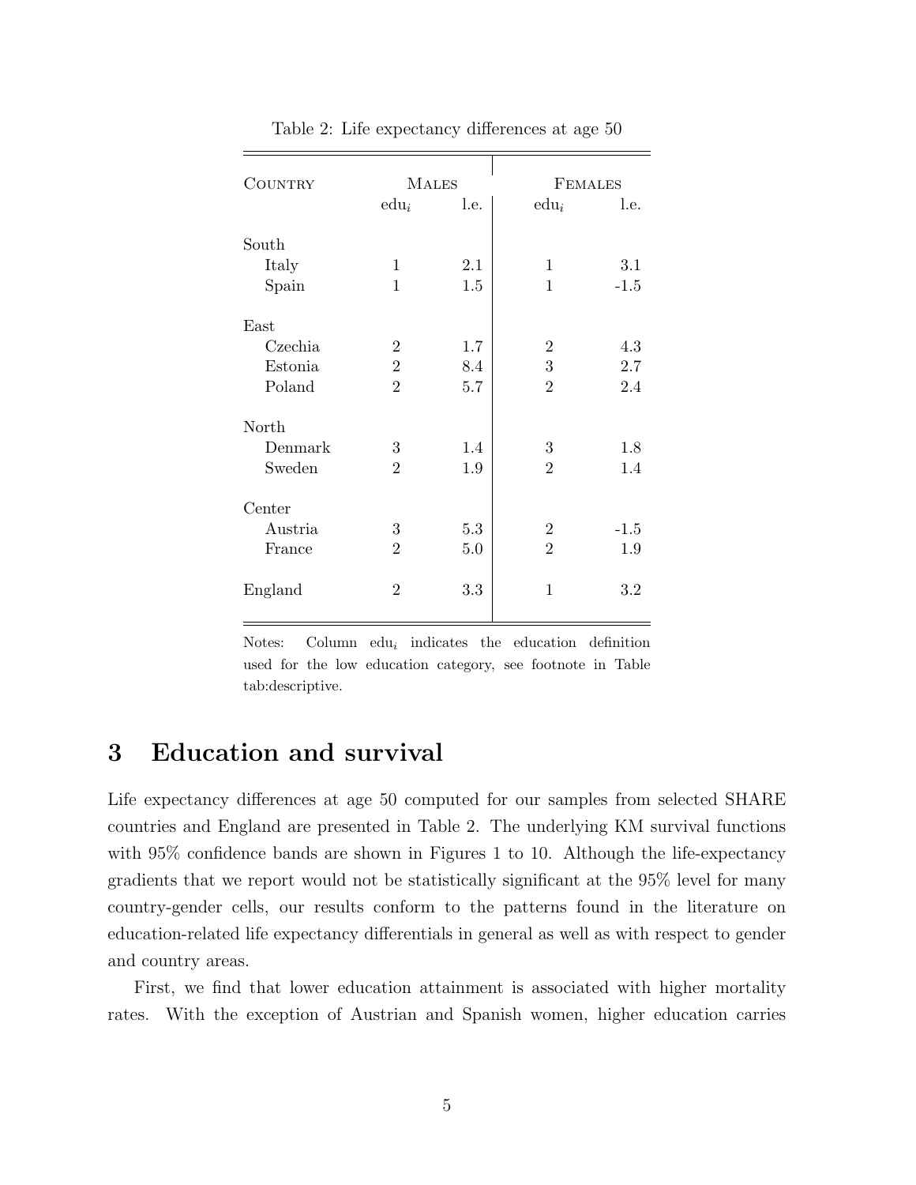Table 2: Life expectancy differences at age 50

| Country | Males | | Females | |
|---|---|---|---|---|
| | $\text{edu}_i$ | l.e. | $\text{edu}_i$ | l.e. |
| South | | | | |
| Italy | 1 | 2.1 | 1 | 3.1 |
| Spain | 1 | 1.5 | 1 | -1.5 |
| East | | | | |
| Czechia | 2 | 1.7 | 2 | 4.3 |
| Estonia | 2 | 8.4 | 3 | 2.7 |
| Poland | 2 | 5.7 | 2 | 2.4 |
| North | | | | |
| Denmark | 3 | 1.4 | 3 | 1.8 |
| Sweden | 2 | 1.9 | 2 | 1.4 |
| Center | | | | |
| Austria | 3 | 5.3 | 2 | -1.5 |
| France | 2 | 5.0 | 2 | 1.9 |
| England | 2 | 3.3 | 1 | 3.2 |

Notes: Column $\text{edu}_i$ indicates the education definition used for the low education category, see footnote in Table tab:descriptive.

# 3 Education and survival

Life expectancy differences at age 50 computed for our samples from selected SHARE countries and England are presented in Table 2. The underlying KM survival functions with 95% confidence bands are shown in Figures 1 to 10. Although the life-expectancy gradients that we report would not be statistically significant at the 95% level for many country-gender cells, our results conform to the patterns found in the literature on education-related life expectancy differentials in general as well as with respect to gender and country areas.

First, we find that lower education attainment is associated with higher mortality rates. With the exception of Austrian and Spanish women, higher education carries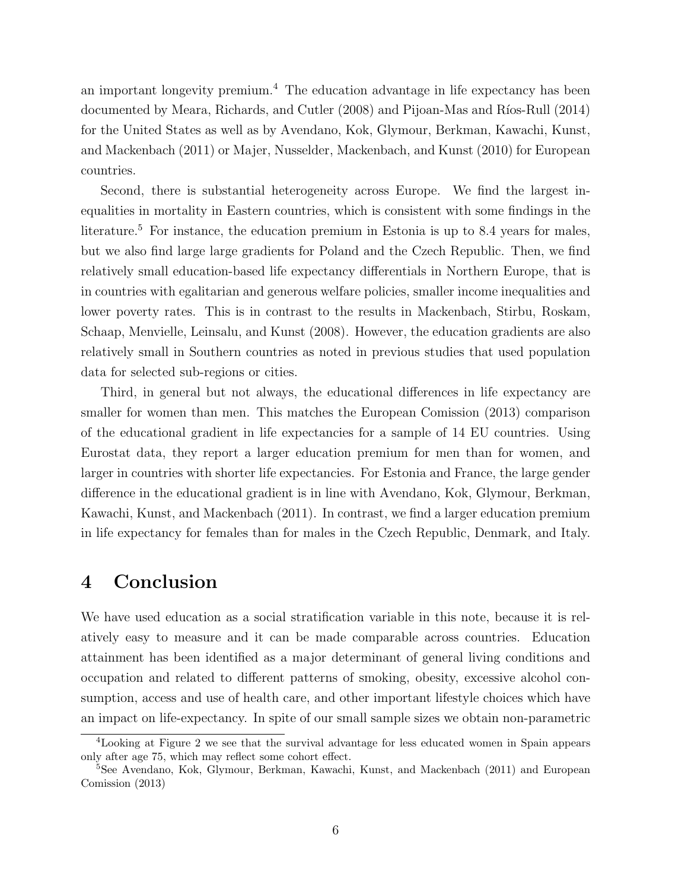an important longevity premium.[4] The education advantage in life expectancy has been documented by Meara, Richards, and Cutler (2008) and Pijoan-Mas and Ríos-Rull (2014) for the United States as well as by Avendano, Kok, Glymour, Berkman, Kawachi, Kunst, and Mackenbach (2011) or Majer, Nusselder, Mackenbach, and Kunst (2010) for European countries.

Second, there is substantial heterogeneity across Europe. We find the largest inequalities in mortality in Eastern countries, which is consistent with some findings in the literature.[5] For instance, the education premium in Estonia is up to 8.4 years for males, but we also find large large gradients for Poland and the Czech Republic. Then, we find relatively small education-based life expectancy differentials in Northern Europe, that is in countries with egalitarian and generous welfare policies, smaller income inequalities and lower poverty rates. This is in contrast to the results in Mackenbach, Stirbu, Roskam, Schaap, Menvielle, Leinsalu, and Kunst (2008). However, the education gradients are also relatively small in Southern countries as noted in previous studies that used population data for selected sub-regions or cities.

Third, in general but not always, the educational differences in life expectancy are smaller for women than men. This matches the European Comission (2013) comparison of the educational gradient in life expectancies for a sample of 14 EU countries. Using Eurostat data, they report a larger education premium for men than for women, and larger in countries with shorter life expectancies. For Estonia and France, the large gender difference in the educational gradient is in line with Avendano, Kok, Glymour, Berkman, Kawachi, Kunst, and Mackenbach (2011). In contrast, we find a larger education premium in life expectancy for females than for males in the Czech Republic, Denmark, and Italy.

# 4 Conclusion

We have used education as a social stratification variable in this note, because it is relatively easy to measure and it can be made comparable across countries. Education attainment has been identified as a major determinant of general living conditions and occupation and related to different patterns of smoking, obesity, excessive alcohol consumption, access and use of health care, and other important lifestyle choices which have an impact on life-expectancy. In spite of our small sample sizes we obtain non-parametric

[4] Looking at Figure 2 we see that the survival advantage for less educated women in Spain appears only after age 75, which may reflect some cohort effect.

[5] See Avendano, Kok, Glymour, Berkman, Kawachi, Kunst, and Mackenbach (2011) and European Comission (2013)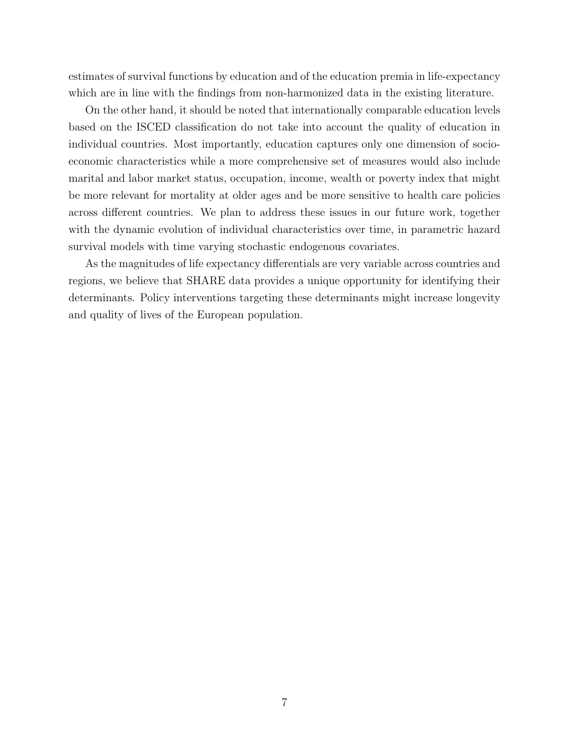estimates of survival functions by education and of the education premia in life-expectancy which are in line with the findings from non-harmonized data in the existing literature.

On the other hand, it should be noted that internationally comparable education levels based on the ISCED classification do not take into account the quality of education in individual countries. Most importantly, education captures only one dimension of socio-economic characteristics while a more comprehensive set of measures would also include marital and labor market status, occupation, income, wealth or poverty index that might be more relevant for mortality at older ages and be more sensitive to health care policies across different countries. We plan to address these issues in our future work, together with the dynamic evolution of individual characteristics over time, in parametric hazard survival models with time varying stochastic endogenous covariates.

As the magnitudes of life expectancy differentials are very variable across countries and regions, we believe that SHARE data provides a unique opportunity for identifying their determinants. Policy interventions targeting these determinants might increase longevity and quality of lives of the European population.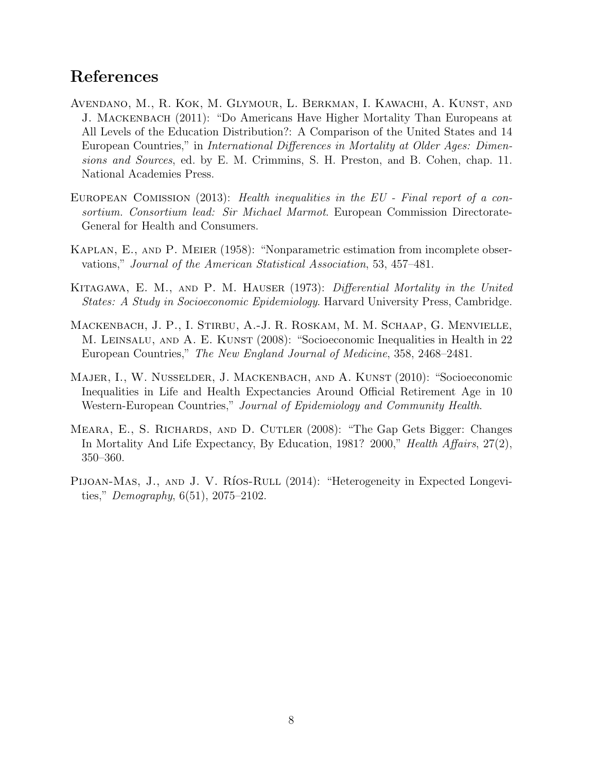## References

Avendano, M., R. Kok, M. Glymour, L. Berkman, I. Kawachi, A. Kunst, and J. Mackenbach (2011): "Do Americans Have Higher Mortality Than Europeans at All Levels of the Education Distribution?: A Comparison of the United States and 14 European Countries," in *International Differences in Mortality at Older Ages: Dimensions and Sources*, ed. by E. M. Crimmins, S. H. Preston, and B. Cohen, chap. 11. National Academies Press.

European Comission (2013): *Health inequalities in the EU - Final report of a consortium. Consortium lead: Sir Michael Marmot*. European Commission Directorate-General for Health and Consumers.

Kaplan, E., and P. Meier (1958): "Nonparametric estimation from incomplete observations," *Journal of the American Statistical Association*, 53, 457–481.

Kitagawa, E. M., and P. M. Hauser (1973): *Differential Mortality in the United States: A Study in Socioeconomic Epidemiology*. Harvard University Press, Cambridge.

Mackenbach, J. P., I. Stirbu, A.-J. R. Roskam, M. M. Schaap, G. Menvielle, M. Leinsalu, and A. E. Kunst (2008): "Socioeconomic Inequalities in Health in 22 European Countries," *The New England Journal of Medicine*, 358, 2468–2481.

Majer, I., W. Nusselder, J. Mackenbach, and A. Kunst (2010): "Socioeconomic Inequalities in Life and Health Expectancies Around Official Retirement Age in 10 Western-European Countries," *Journal of Epidemiology and Community Health*.

Meara, E., S. Richards, and D. Cutler (2008): "The Gap Gets Bigger: Changes In Mortality And Life Expectancy, By Education, 1981? 2000," *Health Affairs*, 27(2), 350–360.

Pijoan-Mas, J., and J. V. Ríos-Rull (2014): "Heterogeneity in Expected Longevities," *Demography*, 6(51), 2075–2102.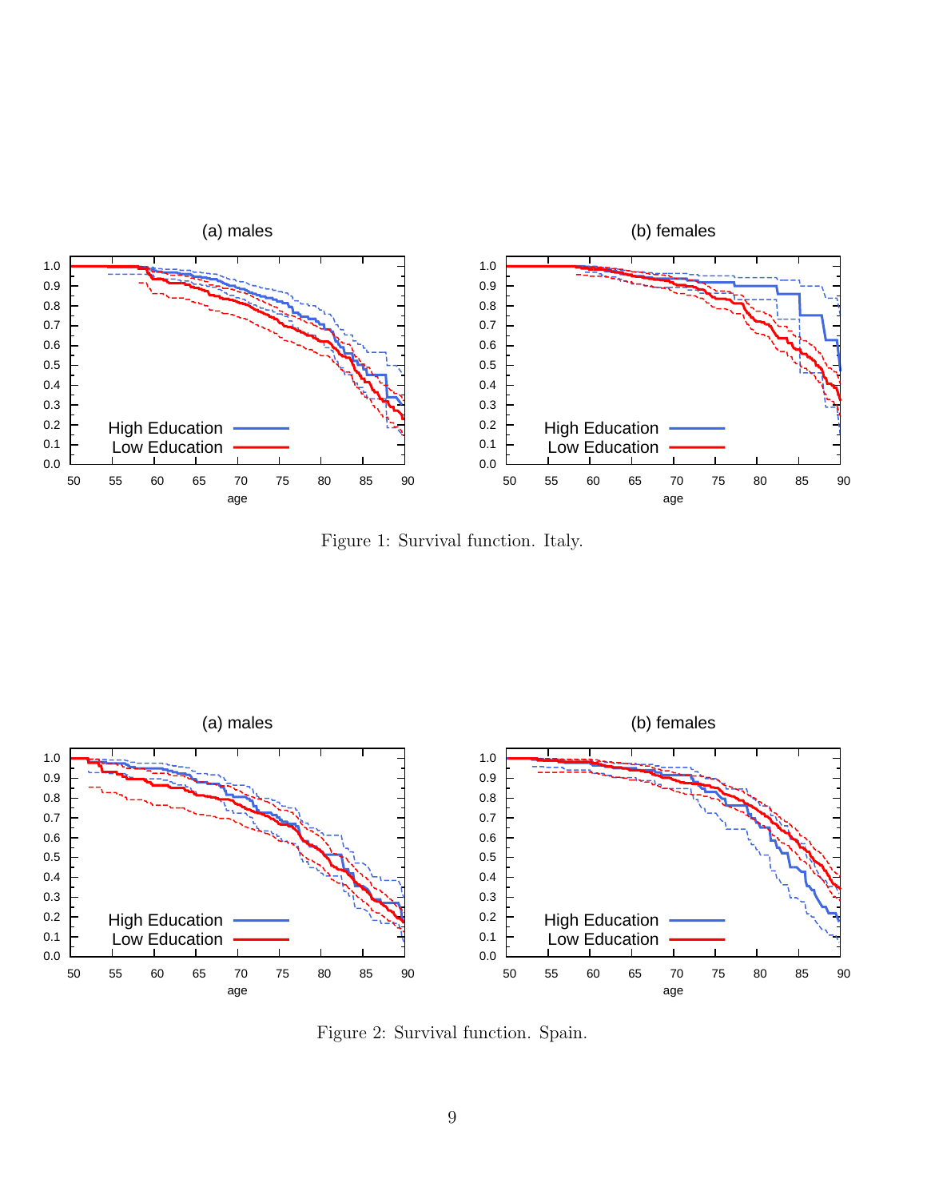Figure 1: Survival function. Italy.

Figure 2: Survival function. Spain.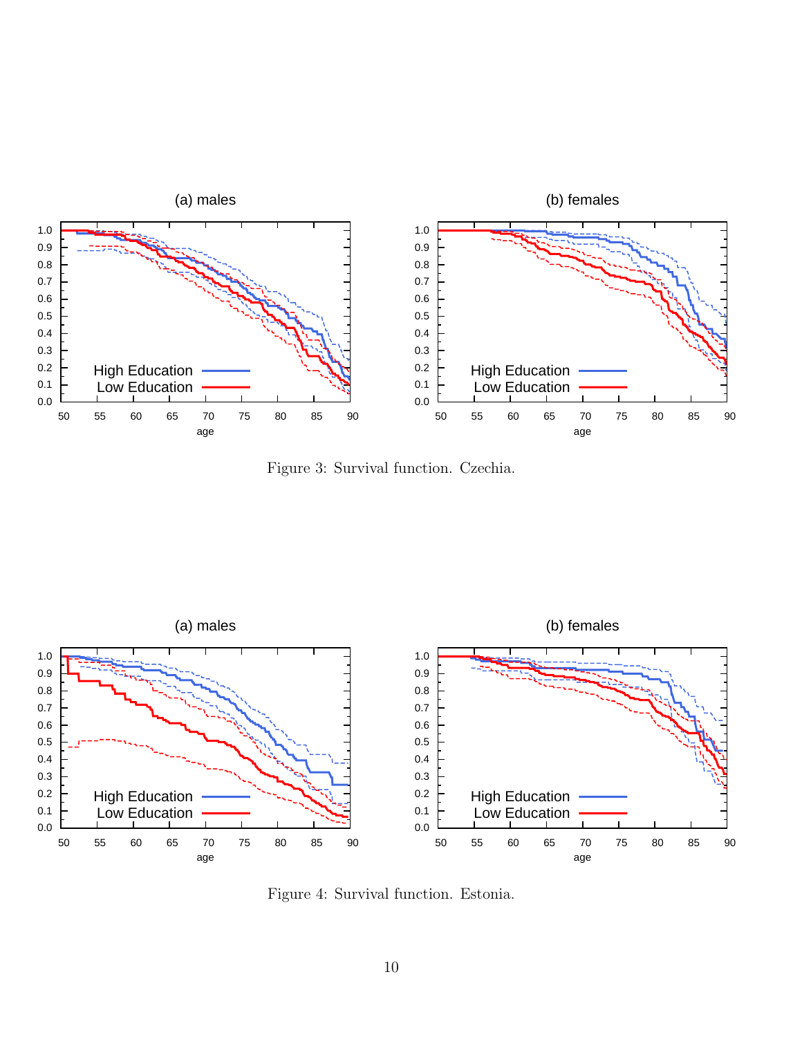Figure 3: Survival function. Czechia.

Figure 4: Survival function. Estonia.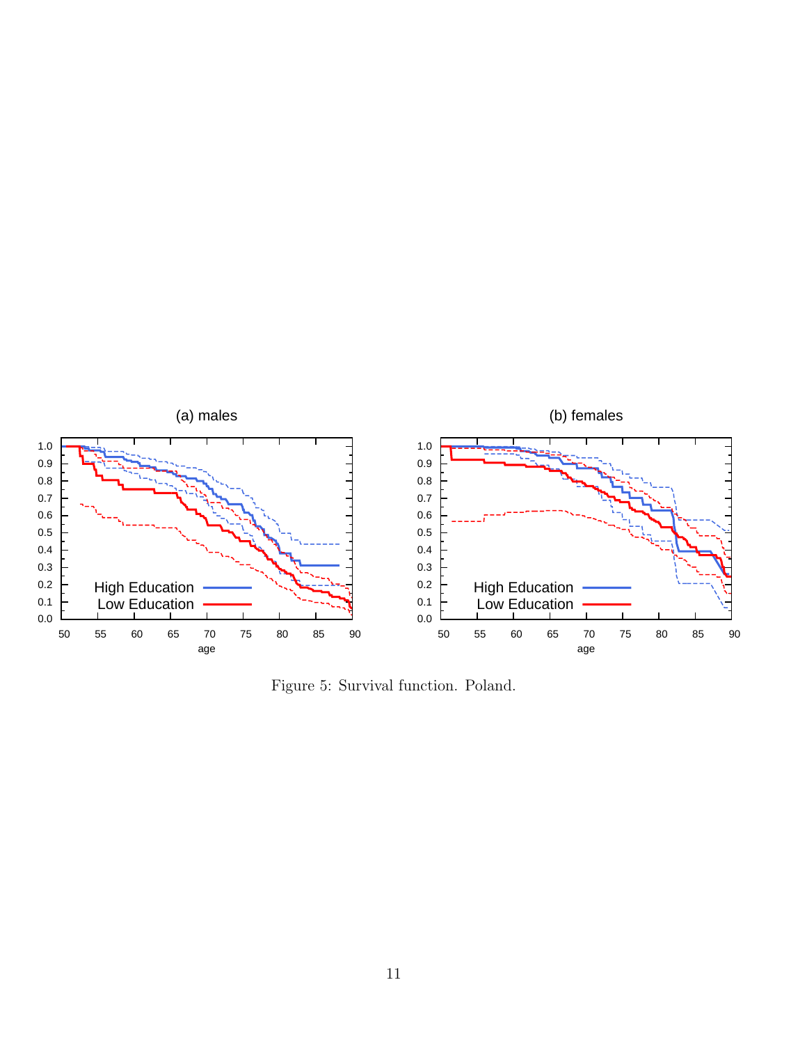Figure 5: Survival function. Poland.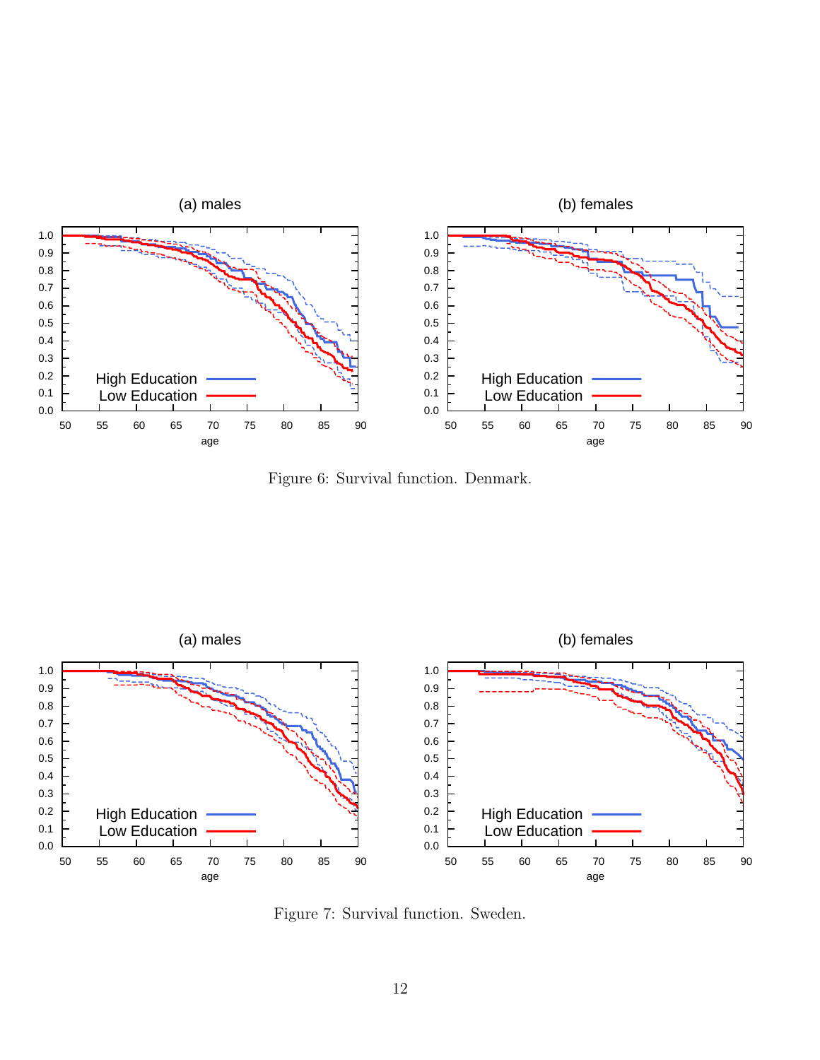Figure 6: Survival function. Denmark.

Figure 7: Survival function. Sweden.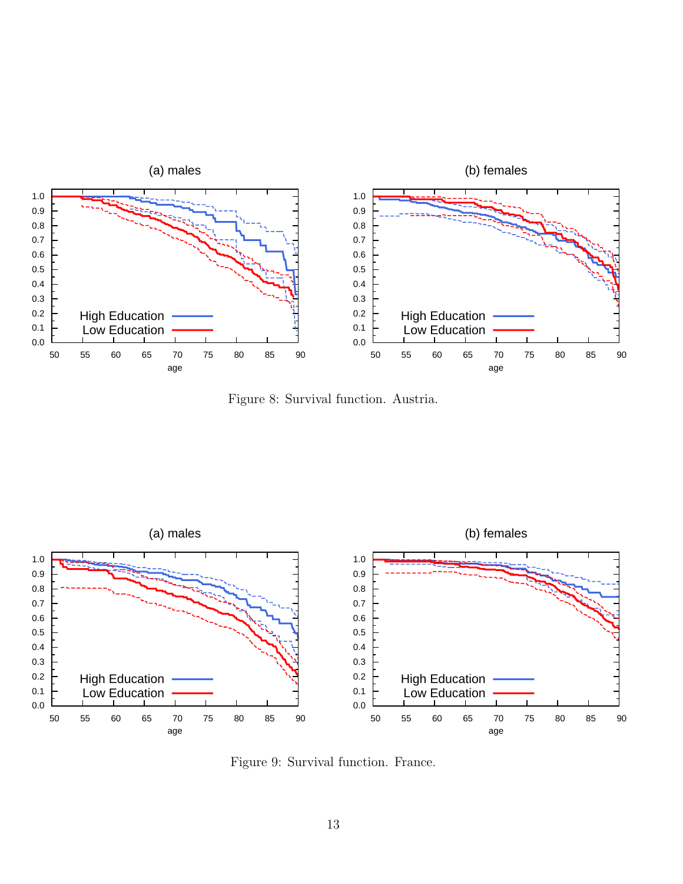Figure 8: Survival function. Austria.

Figure 9: Survival function. France.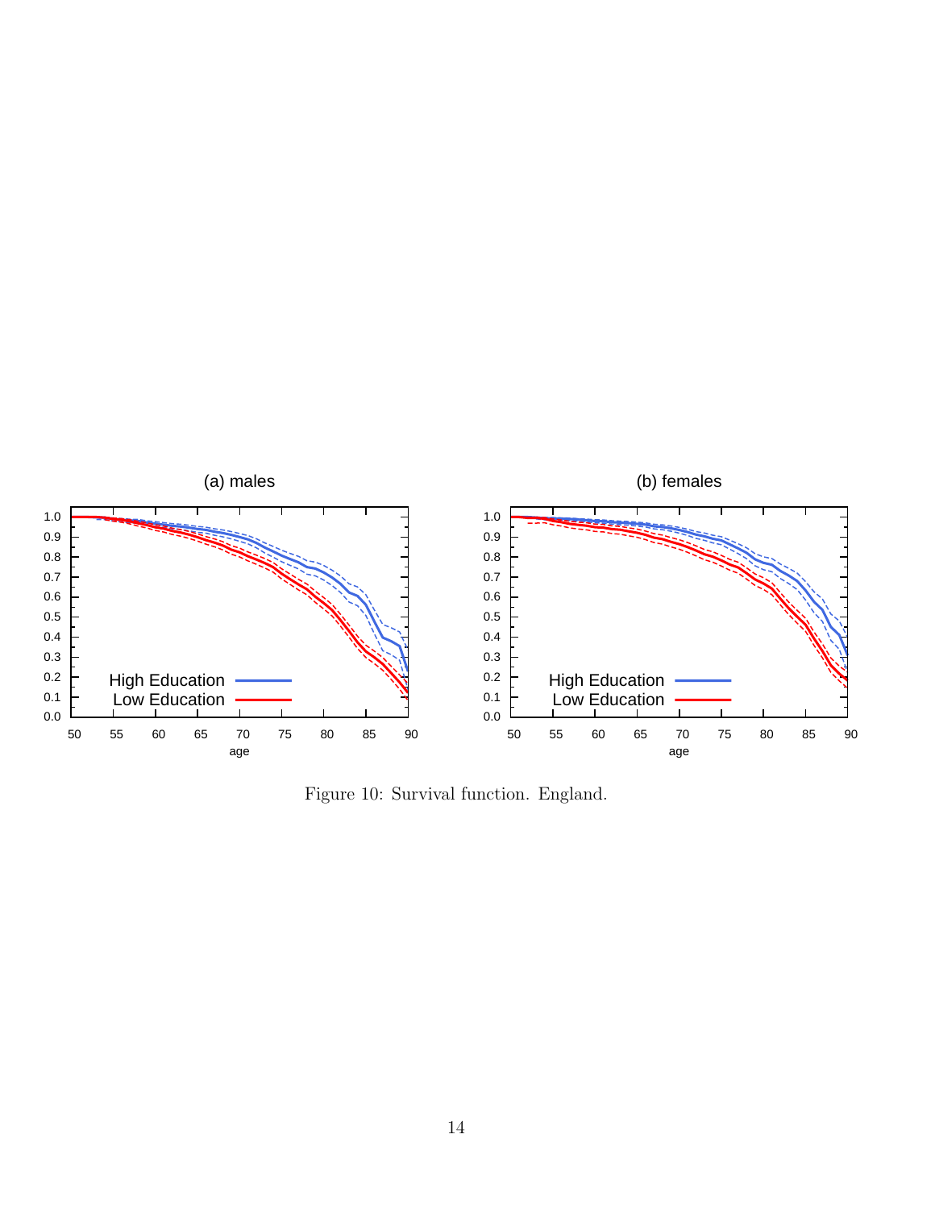Figure 10: Survival function. England.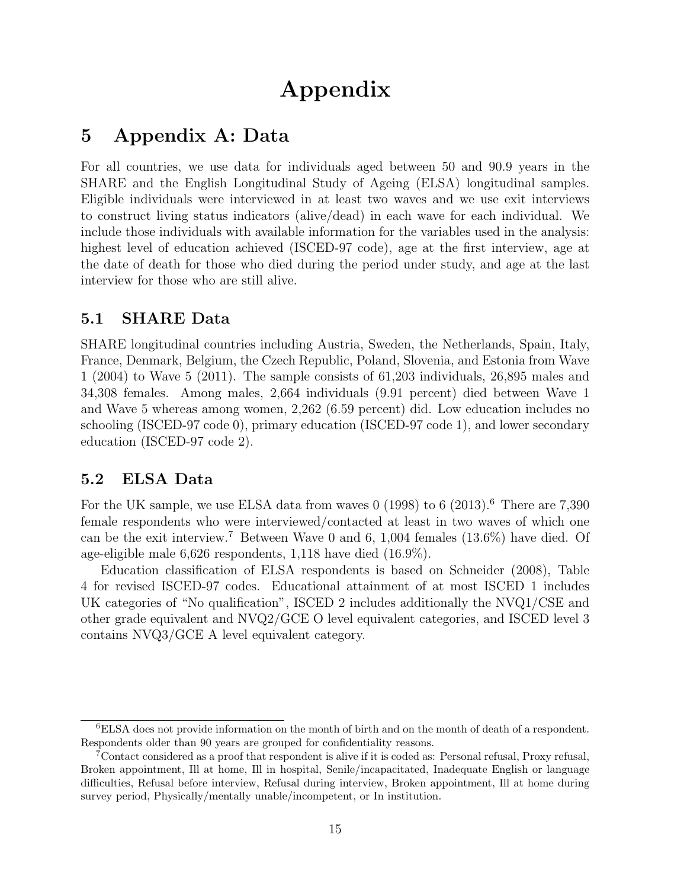# Appendix

## 5 Appendix A: Data

For all countries, we use data for individuals aged between 50 and 90.9 years in the SHARE and the English Longitudinal Study of Ageing (ELSA) longitudinal samples. Eligible individuals were interviewed in at least two waves and we use exit interviews to construct living status indicators (alive/dead) in each wave for each individual. We include those individuals with available information for the variables used in the analysis: highest level of education achieved (ISCED-97 code), age at the first interview, age at the date of death for those who died during the period under study, and age at the last interview for those who are still alive.

### 5.1 SHARE Data

SHARE longitudinal countries including Austria, Sweden, the Netherlands, Spain, Italy, France, Denmark, Belgium, the Czech Republic, Poland, Slovenia, and Estonia from Wave 1 (2004) to Wave 5 (2011). The sample consists of 61,203 individuals, 26,895 males and 34,308 females. Among males, 2,664 individuals (9.91 percent) died between Wave 1 and Wave 5 whereas among women, 2,262 (6.59 percent) did. Low education includes no schooling (ISCED-97 code 0), primary education (ISCED-97 code 1), and lower secondary education (ISCED-97 code 2).

### 5.2 ELSA Data

For the UK sample, we use ELSA data from waves 0 (1998) to 6 (2013).[6] There are 7,390 female respondents who were interviewed/contacted at least in two waves of which one can be the exit interview.[7] Between Wave 0 and 6, 1,004 females (13.6%) have died. Of age-eligible male 6,626 respondents, 1,118 have died (16.9%).

Education classification of ELSA respondents is based on Schneider (2008), Table 4 for revised ISCED-97 codes. Educational attainment of at most ISCED 1 includes UK categories of "No qualification", ISCED 2 includes additionally the NVQ1/CSE and other grade equivalent and NVQ2/GCE O level equivalent categories, and ISCED level 3 contains NVQ3/GCE A level equivalent category.

---

[6] ELSA does not provide information on the month of birth and on the month of death of a respondent. Respondents older than 90 years are grouped for confidentiality reasons.

[7] Contact considered as a proof that respondent is alive if it is coded as: Personal refusal, Proxy refusal, Broken appointment, Ill at home, Ill in hospital, Senile/incapacitated, Inadequate English or language difficulties, Refusal before interview, Refusal during interview, Broken appointment, Ill at home during survey period, Physically/mentally unable/incompetent, or In institution.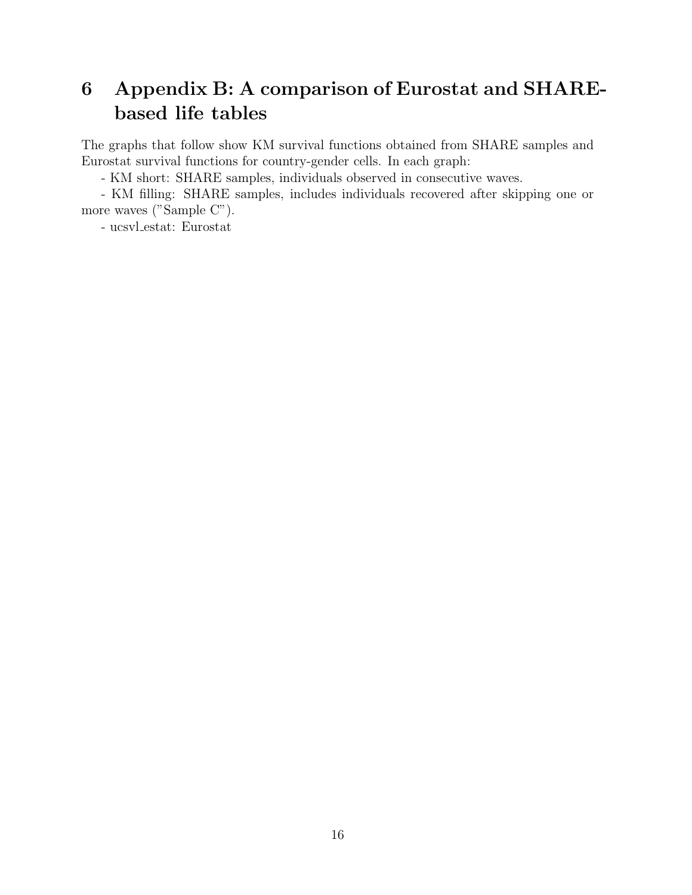# 6 Appendix B: A comparison of Eurostat and SHARE-based life tables

The graphs that follow show KM survival functions obtained from SHARE samples and Eurostat survival functions for country-gender cells. In each graph:

- KM short: SHARE samples, individuals observed in consecutive waves.
- KM filling: SHARE samples, includes individuals recovered after skipping one or more waves ("Sample C").
- ucsvl_estat: Eurostat